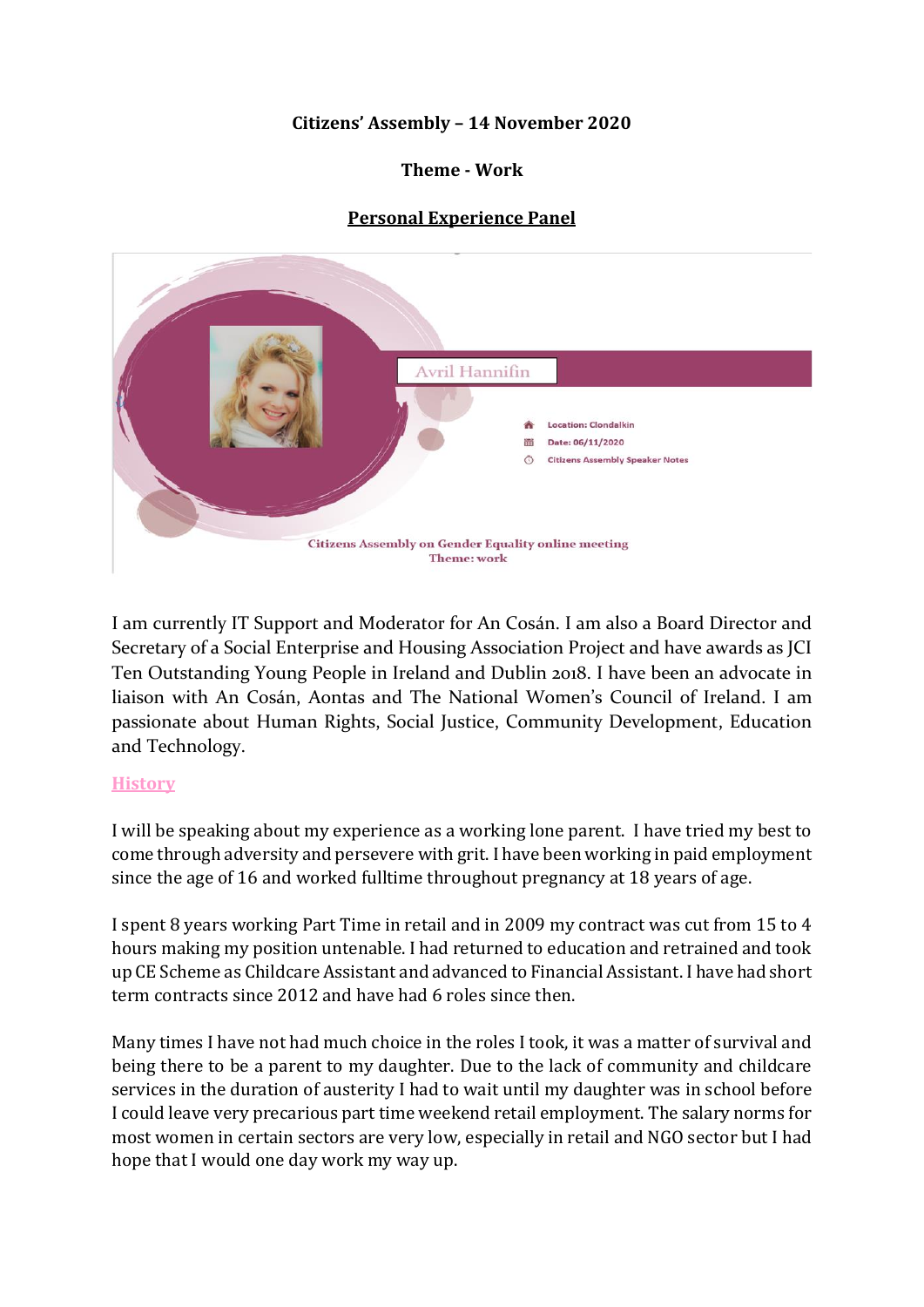**Citizens' Assembly – 14 November 2020**

**Theme - Work**

**Personal Experience Panel**

Avril Hannifin

Location: Clondalkin

Date: 06/11/2020

Citizens Assembly Speaker Notes

Citizens Assembly on Gender Equality online meeting
Theme: work

I am currently IT Support and Moderator for An Cosán. I am also a Board Director and Secretary of a Social Enterprise and Housing Association Project and have awards as JCI Ten Outstanding Young People in Ireland and Dublin 2018. I have been an advocate in liaison with An Cosán, Aontas and The National Women's Council of Ireland. I am passionate about Human Rights, Social Justice, Community Development, Education and Technology.

## History

I will be speaking about my experience as a working lone parent. I have tried my best to come through adversity and persevere with grit. I have been working in paid employment since the age of 16 and worked fulltime throughout pregnancy at 18 years of age.

I spent 8 years working Part Time in retail and in 2009 my contract was cut from 15 to 4 hours making my position untenable. I had returned to education and retrained and took up CE Scheme as Childcare Assistant and advanced to Financial Assistant. I have had short term contracts since 2012 and have had 6 roles since then.

Many times I have not had much choice in the roles I took, it was a matter of survival and being there to be a parent to my daughter. Due to the lack of community and childcare services in the duration of austerity I had to wait until my daughter was in school before I could leave very precarious part time weekend retail employment. The salary norms for most women in certain sectors are very low, especially in retail and NGO sector but I had hope that I would one day work my way up.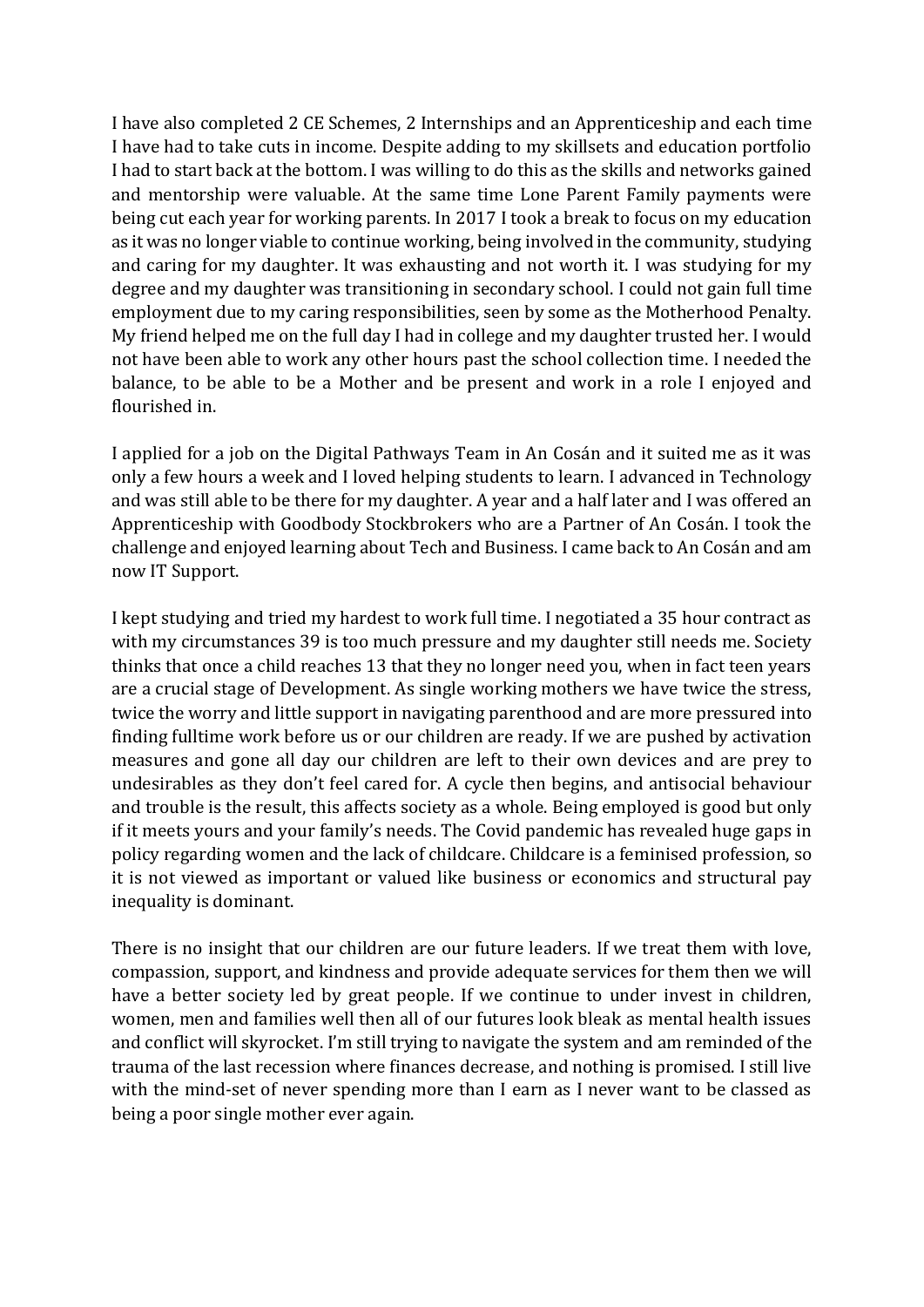I have also completed 2 CE Schemes, 2 Internships and an Apprenticeship and each time I have had to take cuts in income. Despite adding to my skillsets and education portfolio I had to start back at the bottom. I was willing to do this as the skills and networks gained and mentorship were valuable. At the same time Lone Parent Family payments were being cut each year for working parents. In 2017 I took a break to focus on my education as it was no longer viable to continue working, being involved in the community, studying and caring for my daughter. It was exhausting and not worth it. I was studying for my degree and my daughter was transitioning in secondary school. I could not gain full time employment due to my caring responsibilities, seen by some as the Motherhood Penalty. My friend helped me on the full day I had in college and my daughter trusted her. I would not have been able to work any other hours past the school collection time. I needed the balance, to be able to be a Mother and be present and work in a role I enjoyed and flourished in.

I applied for a job on the Digital Pathways Team in An Cosán and it suited me as it was only a few hours a week and I loved helping students to learn. I advanced in Technology and was still able to be there for my daughter. A year and a half later and I was offered an Apprenticeship with Goodbody Stockbrokers who are a Partner of An Cosán. I took the challenge and enjoyed learning about Tech and Business. I came back to An Cosán and am now IT Support.

I kept studying and tried my hardest to work full time. I negotiated a 35 hour contract as with my circumstances 39 is too much pressure and my daughter still needs me. Society thinks that once a child reaches 13 that they no longer need you, when in fact teen years are a crucial stage of Development. As single working mothers we have twice the stress, twice the worry and little support in navigating parenthood and are more pressured into finding fulltime work before us or our children are ready. If we are pushed by activation measures and gone all day our children are left to their own devices and are prey to undesirables as they don't feel cared for. A cycle then begins, and antisocial behaviour and trouble is the result, this affects society as a whole. Being employed is good but only if it meets yours and your family's needs. The Covid pandemic has revealed huge gaps in policy regarding women and the lack of childcare. Childcare is a feminised profession, so it is not viewed as important or valued like business or economics and structural pay inequality is dominant.

There is no insight that our children are our future leaders. If we treat them with love, compassion, support, and kindness and provide adequate services for them then we will have a better society led by great people. If we continue to under invest in children, women, men and families well then all of our futures look bleak as mental health issues and conflict will skyrocket. I'm still trying to navigate the system and am reminded of the trauma of the last recession where finances decrease, and nothing is promised. I still live with the mind-set of never spending more than I earn as I never want to be classed as being a poor single mother ever again.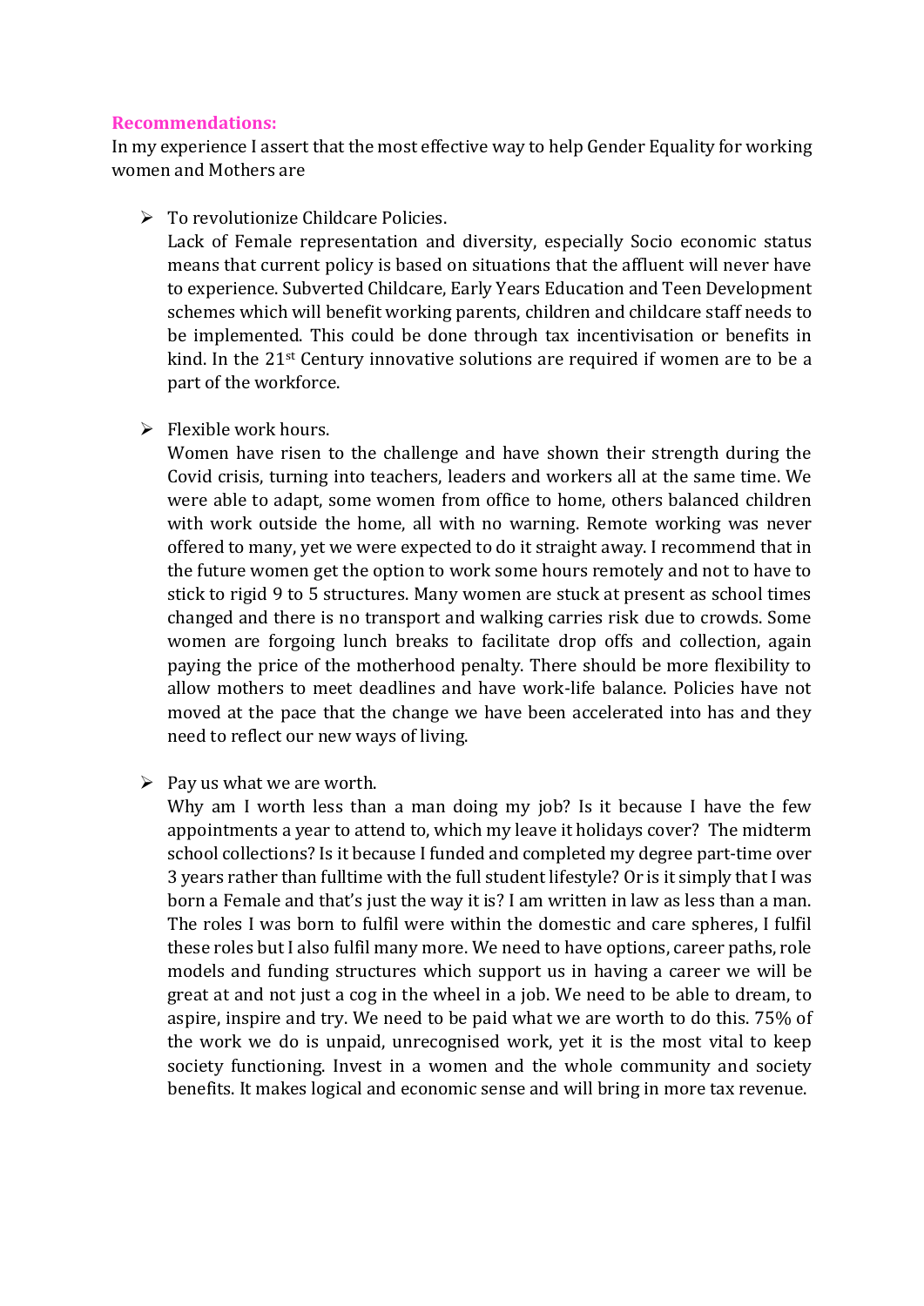**Recommendations:**

In my experience I assert that the most effective way to help Gender Equality for working women and Mothers are

- To revolutionize Childcare Policies.

  Lack of Female representation and diversity, especially Socio economic status means that current policy is based on situations that the affluent will never have to experience. Subverted Childcare, Early Years Education and Teen Development schemes which will benefit working parents, children and childcare staff needs to be implemented. This could be done through tax incentivisation or benefits in kind. In the 21st Century innovative solutions are required if women are to be a part of the workforce.

- Flexible work hours.

  Women have risen to the challenge and have shown their strength during the Covid crisis, turning into teachers, leaders and workers all at the same time. We were able to adapt, some women from office to home, others balanced children with work outside the home, all with no warning. Remote working was never offered to many, yet we were expected to do it straight away. I recommend that in the future women get the option to work some hours remotely and not to have to stick to rigid 9 to 5 structures. Many women are stuck at present as school times changed and there is no transport and walking carries risk due to crowds. Some women are forgoing lunch breaks to facilitate drop offs and collection, again paying the price of the motherhood penalty. There should be more flexibility to allow mothers to meet deadlines and have work-life balance. Policies have not moved at the pace that the change we have been accelerated into has and they need to reflect our new ways of living.

- Pay us what we are worth.

  Why am I worth less than a man doing my job? Is it because I have the few appointments a year to attend to, which my leave it holidays cover? The midterm school collections? Is it because I funded and completed my degree part-time over 3 years rather than fulltime with the full student lifestyle? Or is it simply that I was born a Female and that's just the way it is? I am written in law as less than a man. The roles I was born to fulfil were within the domestic and care spheres, I fulfil these roles but I also fulfil many more. We need to have options, career paths, role models and funding structures which support us in having a career we will be great at and not just a cog in the wheel in a job. We need to be able to dream, to aspire, inspire and try. We need to be paid what we are worth to do this. 75% of the work we do is unpaid, unrecognised work, yet it is the most vital to keep society functioning. Invest in a women and the whole community and society benefits. It makes logical and economic sense and will bring in more tax revenue.